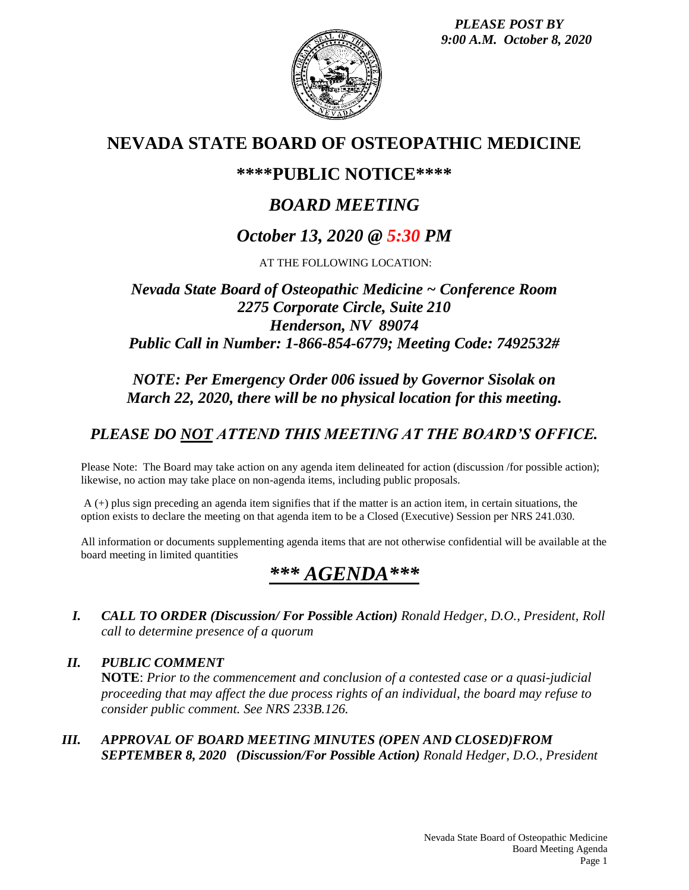*PLEASE POST BY*
*9:00 A.M. October 8, 2020*

# NEVADA STATE BOARD OF OSTEOPATHIC MEDICINE

## \*\*\*\*PUBLIC NOTICE\*\*\*\*

## *BOARD MEETING*

## *October 13, 2020 @ 5:30 PM*

AT THE FOLLOWING LOCATION:

***Nevada State Board of Osteopathic Medicine ~ Conference Room***
***2275 Corporate Circle, Suite 210***
***Henderson, NV 89074***
***Public Call in Number: 1-866-854-6779; Meeting Code: 7492532#***

***NOTE: Per Emergency Order 006 issued by Governor Sisolak on March 22, 2020, there will be no physical location for this meeting.***

### *PLEASE DO NOT ATTEND THIS MEETING AT THE BOARD'S OFFICE.*

Please Note: The Board may take action on any agenda item delineated for action (discussion /for possible action); likewise, no action may take place on non-agenda items, including public proposals.

A (+) plus sign preceding an agenda item signifies that if the matter is an action item, in certain situations, the option exists to declare the meeting on that agenda item to be a Closed (Executive) Session per NRS 241.030.

All information or documents supplementing agenda items that are not otherwise confidential will be available at the board meeting in limited quantities

## *\*\*\* AGENDA\*\*\**

I. ***CALL TO ORDER (Discussion/ For Possible Action)*** *Ronald Hedger, D.O., President, Roll call to determine presence of a quorum*

II. ***PUBLIC COMMENT***
**NOTE**: *Prior to the commencement and conclusion of a contested case or a quasi-judicial proceeding that may affect the due process rights of an individual, the board may refuse to consider public comment. See NRS 233B.126.*

III. ***APPROVAL OF BOARD MEETING MINUTES (OPEN AND CLOSED)FROM SEPTEMBER 8, 2020 (Discussion/For Possible Action)*** *Ronald Hedger, D.O., President*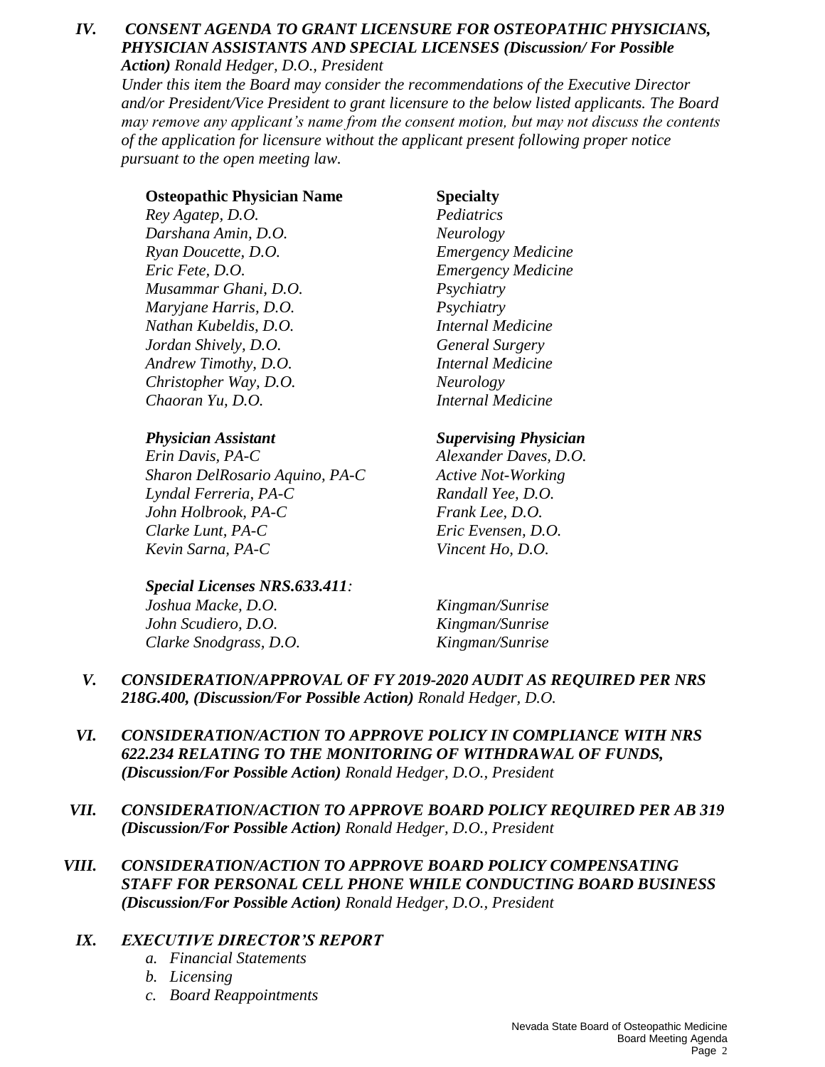## IV. *CONSENT AGENDA TO GRANT LICENSURE FOR OSTEOPATHIC PHYSICIANS, PHYSICIAN ASSISTANTS AND SPECIAL LICENSES (Discussion/ For Possible Action)* *Ronald Hedger, D.O., President*

*Under this item the Board may consider the recommendations of the Executive Director and/or President/Vice President to grant licensure to the below listed applicants. The Board may remove any applicant's name from the consent motion, but may not discuss the contents of the application for licensure without the applicant present following proper notice pursuant to the open meeting law.*

| **Osteopathic Physician Name** | **Specialty** |
|---|---|
| *Rey Agatep, D.O.* | *Pediatrics* |
| *Darshana Amin, D.O.* | *Neurology* |
| *Ryan Doucette, D.O.* | *Emergency Medicine* |
| *Eric Fete, D.O.* | *Emergency Medicine* |
| *Musammar Ghani, D.O.* | *Psychiatry* |
| *Maryjane Harris, D.O.* | *Psychiatry* |
| *Nathan Kubeldis, D.O.* | *Internal Medicine* |
| *Jordan Shively, D.O.* | *General Surgery* |
| *Andrew Timothy, D.O.* | *Internal Medicine* |
| *Christopher Way, D.O.* | *Neurology* |
| *Chaoran Yu, D.O.* | *Internal Medicine* |

| ***Physician Assistant*** | ***Supervising Physician*** |
|---|---|
| *Erin Davis, PA-C* | *Alexander Daves, D.O.* |
| *Sharon DelRosario Aquino, PA-C* | *Active Not-Working* |
| *Lyndal Ferreria, PA-C* | *Randall Yee, D.O.* |
| *John Holbrook, PA-C* | *Frank Lee, D.O.* |
| *Clarke Lunt, PA-C* | *Eric Evensen, D.O.* |
| *Kevin Sarna, PA-C* | *Vincent Ho, D.O.* |

***Special Licenses NRS.633.411:***

| | |
|---|---|
| *Joshua Macke, D.O.* | *Kingman/Sunrise* |
| *John Scudiero, D.O.* | *Kingman/Sunrise* |
| *Clarke Snodgrass, D.O.* | *Kingman/Sunrise* |

## V. *CONSIDERATION/APPROVAL OF FY 2019-2020 AUDIT AS REQUIRED PER NRS 218G.400, (Discussion/For Possible Action)* *Ronald Hedger, D.O.*

## VI. *CONSIDERATION/ACTION TO APPROVE POLICY IN COMPLIANCE WITH NRS 622.234 RELATING TO THE MONITORING OF WITHDRAWAL OF FUNDS, (Discussion/For Possible Action)* *Ronald Hedger, D.O., President*

## VII. *CONSIDERATION/ACTION TO APPROVE BOARD POLICY REQUIRED PER AB 319 (Discussion/For Possible Action)* *Ronald Hedger, D.O., President*

## VIII. *CONSIDERATION/ACTION TO APPROVE BOARD POLICY COMPENSATING STAFF FOR PERSONAL CELL PHONE WHILE CONDUCTING BOARD BUSINESS (Discussion/For Possible Action)* *Ronald Hedger, D.O., President*

## IX. *EXECUTIVE DIRECTOR'S REPORT*

- *a. Financial Statements*
- *b. Licensing*
- *c. Board Reappointments*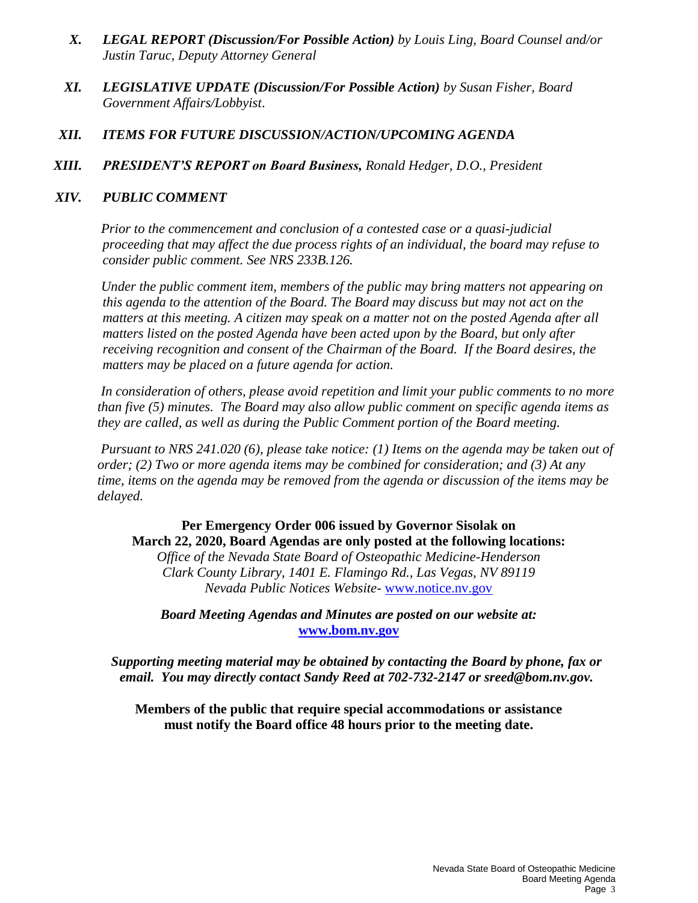*X.* ***LEGAL REPORT (Discussion/For Possible Action)*** *by Louis Ling, Board Counsel and/or Justin Taruc, Deputy Attorney General*

*XI.* ***LEGISLATIVE UPDATE (Discussion/For Possible Action)*** *by Susan Fisher, Board Government Affairs/Lobbyist*.

*XII.* ***ITEMS FOR FUTURE DISCUSSION/ACTION/UPCOMING AGENDA***

*XIII.* ***PRESIDENT'S REPORT on Board Business,*** *Ronald Hedger, D.O., President*

*XIV.* ***PUBLIC COMMENT***

*Prior to the commencement and conclusion of a contested case or a quasi-judicial proceeding that may affect the due process rights of an individual, the board may refuse to consider public comment. See NRS 233B.126.*

*Under the public comment item, members of the public may bring matters not appearing on this agenda to the attention of the Board. The Board may discuss but may not act on the matters at this meeting. A citizen may speak on a matter not on the posted Agenda after all matters listed on the posted Agenda have been acted upon by the Board, but only after receiving recognition and consent of the Chairman of the Board. If the Board desires, the matters may be placed on a future agenda for action.*

*In consideration of others, please avoid repetition and limit your public comments to no more than five (5) minutes. The Board may also allow public comment on specific agenda items as they are called, as well as during the Public Comment portion of the Board meeting.*

*Pursuant to NRS 241.020 (6), please take notice: (1) Items on the agenda may be taken out of order; (2) Two or more agenda items may be combined for consideration; and (3) At any time, items on the agenda may be removed from the agenda or discussion of the items may be delayed.*

**Per Emergency Order 006 issued by Governor Sisolak on March 22, 2020, Board Agendas are only posted at the following locations:**
*Office of the Nevada State Board of Osteopathic Medicine-Henderson*
*Clark County Library, 1401 E. Flamingo Rd., Las Vegas, NV 89119*
*Nevada Public Notices Website-* www.notice.nv.gov

***Board Meeting Agendas and Minutes are posted on our website at:***
**www.bom.nv.gov**

***Supporting meeting material may be obtained by contacting the Board by phone, fax or email. You may directly contact Sandy Reed at 702-732-2147 or sreed@bom.nv.gov.***

**Members of the public that require special accommodations or assistance must notify the Board office 48 hours prior to the meeting date.**